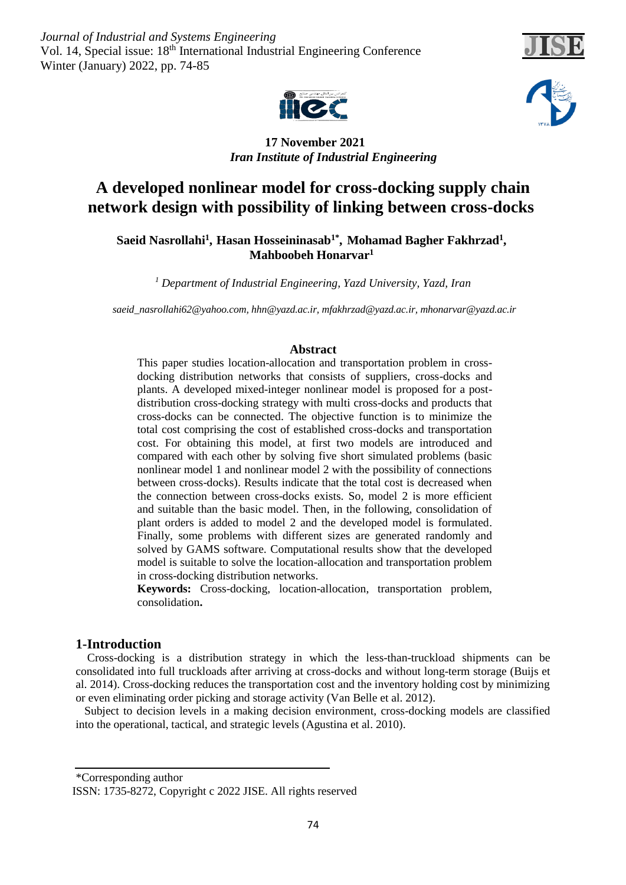**17 November 2021**
*Iran Institute of Industrial Engineering*

# A developed nonlinear model for cross-docking supply chain network design with possibility of linking between cross-docks

**Saeid Nasrollahi[1], Hasan Hosseininasab[1*], Mohamad Bagher Fakhrzad[1], Mahboobeh Honarvar[1]**

[1] *Department of Industrial Engineering, Yazd University, Yazd, Iran*

*saeid_nasrollahi62@yahoo.com, hhn@yazd.ac.ir, mfakhrzad@yazd.ac.ir, mhonarvar@yazd.ac.ir*

## Abstract

This paper studies location-allocation and transportation problem in cross-docking distribution networks that consists of suppliers, cross-docks and plants. A developed mixed-integer nonlinear model is proposed for a post-distribution cross-docking strategy with multi cross-docks and products that cross-docks can be connected. The objective function is to minimize the total cost comprising the cost of established cross-docks and transportation cost. For obtaining this model, at first two models are introduced and compared with each other by solving five short simulated problems (basic nonlinear model 1 and nonlinear model 2 with the possibility of connections between cross-docks). Results indicate that the total cost is decreased when the connection between cross-docks exists. So, model 2 is more efficient and suitable than the basic model. Then, in the following, consolidation of plant orders is added to model 2 and the developed model is formulated. Finally, some problems with different sizes are generated randomly and solved by GAMS software. Computational results show that the developed model is suitable to solve the location-allocation and transportation problem in cross-docking distribution networks.

**Keywords:** Cross-docking, location-allocation, transportation problem, consolidation**.**

## 1-Introduction

Cross-docking is a distribution strategy in which the less-than-truckload shipments can be consolidated into full truckloads after arriving at cross-docks and without long-term storage (Buijs et al. 2014). Cross-docking reduces the transportation cost and the inventory holding cost by minimizing or even eliminating order picking and storage activity (Van Belle et al. 2012).

Subject to decision levels in a making decision environment, cross-docking models are classified into the operational, tactical, and strategic levels (Agustina et al. 2010).

*Corresponding author

ISSN: 1735-8272, Copyright c 2022 JISE. All rights reserved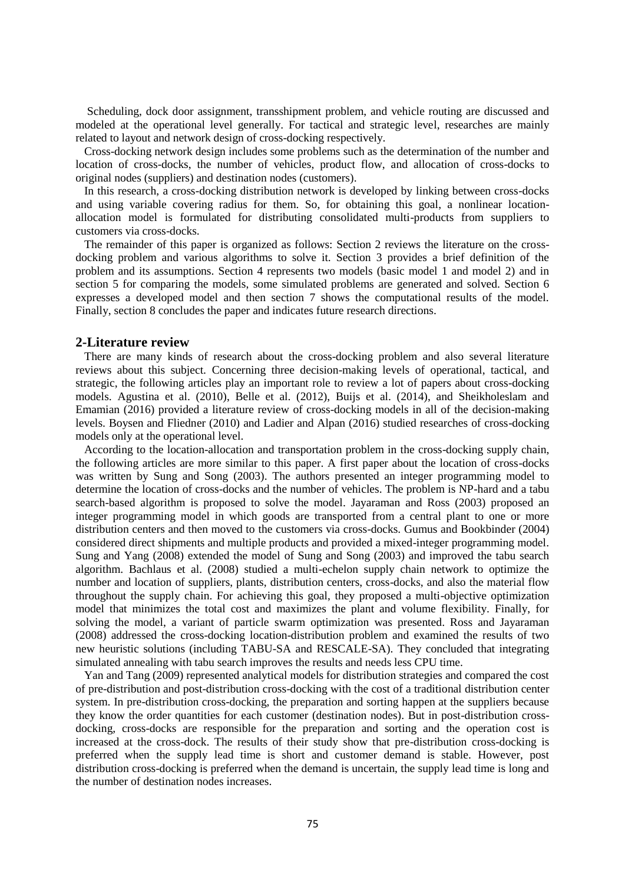Scheduling, dock door assignment, transshipment problem, and vehicle routing are discussed and modeled at the operational level generally. For tactical and strategic level, researches are mainly related to layout and network design of cross-docking respectively.

Cross-docking network design includes some problems such as the determination of the number and location of cross-docks, the number of vehicles, product flow, and allocation of cross-docks to original nodes (suppliers) and destination nodes (customers).

In this research, a cross-docking distribution network is developed by linking between cross-docks and using variable covering radius for them. So, for obtaining this goal, a nonlinear location-allocation model is formulated for distributing consolidated multi-products from suppliers to customers via cross-docks.

The remainder of this paper is organized as follows: Section 2 reviews the literature on the cross-docking problem and various algorithms to solve it. Section 3 provides a brief definition of the problem and its assumptions. Section 4 represents two models (basic model 1 and model 2) and in section 5 for comparing the models, some simulated problems are generated and solved. Section 6 expresses a developed model and then section 7 shows the computational results of the model. Finally, section 8 concludes the paper and indicates future research directions.

## 2-Literature review

There are many kinds of research about the cross-docking problem and also several literature reviews about this subject. Concerning three decision-making levels of operational, tactical, and strategic, the following articles play an important role to review a lot of papers about cross-docking models. Agustina et al. (2010), Belle et al. (2012), Buijs et al. (2014), and Sheikholeslam and Emamian (2016) provided a literature review of cross-docking models in all of the decision-making levels. Boysen and Fliedner (2010) and Ladier and Alpan (2016) studied researches of cross-docking models only at the operational level.

According to the location-allocation and transportation problem in the cross-docking supply chain, the following articles are more similar to this paper. A first paper about the location of cross-docks was written by Sung and Song (2003). The authors presented an integer programming model to determine the location of cross-docks and the number of vehicles. The problem is NP-hard and a tabu search-based algorithm is proposed to solve the model. Jayaraman and Ross (2003) proposed an integer programming model in which goods are transported from a central plant to one or more distribution centers and then moved to the customers via cross-docks. Gumus and Bookbinder (2004) considered direct shipments and multiple products and provided a mixed-integer programming model. Sung and Yang (2008) extended the model of Sung and Song (2003) and improved the tabu search algorithm. Bachlaus et al. (2008) studied a multi-echelon supply chain network to optimize the number and location of suppliers, plants, distribution centers, cross-docks, and also the material flow throughout the supply chain. For achieving this goal, they proposed a multi-objective optimization model that minimizes the total cost and maximizes the plant and volume flexibility. Finally, for solving the model, a variant of particle swarm optimization was presented. Ross and Jayaraman (2008) addressed the cross-docking location-distribution problem and examined the results of two new heuristic solutions (including TABU-SA and RESCALE-SA). They concluded that integrating simulated annealing with tabu search improves the results and needs less CPU time.

Yan and Tang (2009) represented analytical models for distribution strategies and compared the cost of pre-distribution and post-distribution cross-docking with the cost of a traditional distribution center system. In pre-distribution cross-docking, the preparation and sorting happen at the suppliers because they know the order quantities for each customer (destination nodes). But in post-distribution cross-docking, cross-docks are responsible for the preparation and sorting and the operation cost is increased at the cross-dock. The results of their study show that pre-distribution cross-docking is preferred when the supply lead time is short and customer demand is stable. However, post distribution cross-docking is preferred when the demand is uncertain, the supply lead time is long and the number of destination nodes increases.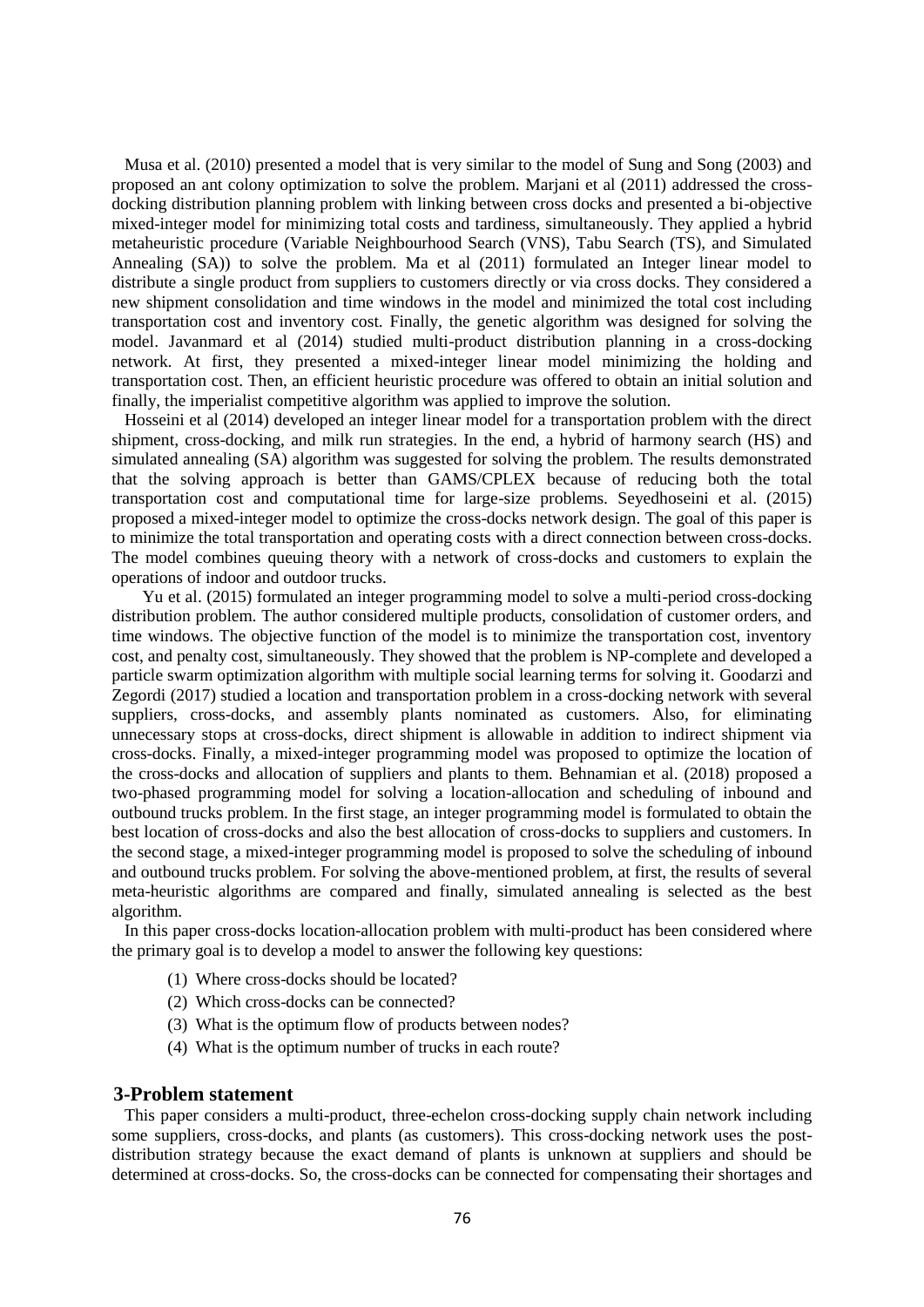Musa et al. (2010) presented a model that is very similar to the model of Sung and Song (2003) and proposed an ant colony optimization to solve the problem. Marjani et al (2011) addressed the cross-docking distribution planning problem with linking between cross docks and presented a bi-objective mixed-integer model for minimizing total costs and tardiness, simultaneously. They applied a hybrid metaheuristic procedure (Variable Neighbourhood Search (VNS), Tabu Search (TS), and Simulated Annealing (SA)) to solve the problem. Ma et al (2011) formulated an Integer linear model to distribute a single product from suppliers to customers directly or via cross docks. They considered a new shipment consolidation and time windows in the model and minimized the total cost including transportation cost and inventory cost. Finally, the genetic algorithm was designed for solving the model. Javanmard et al (2014) studied multi-product distribution planning in a cross-docking network. At first, they presented a mixed-integer linear model minimizing the holding and transportation cost. Then, an efficient heuristic procedure was offered to obtain an initial solution and finally, the imperialist competitive algorithm was applied to improve the solution.

Hosseini et al (2014) developed an integer linear model for a transportation problem with the direct shipment, cross-docking, and milk run strategies. In the end, a hybrid of harmony search (HS) and simulated annealing (SA) algorithm was suggested for solving the problem. The results demonstrated that the solving approach is better than GAMS/CPLEX because of reducing both the total transportation cost and computational time for large-size problems. Seyedhoseini et al. (2015) proposed a mixed-integer model to optimize the cross-docks network design. The goal of this paper is to minimize the total transportation and operating costs with a direct connection between cross-docks. The model combines queuing theory with a network of cross-docks and customers to explain the operations of indoor and outdoor trucks.

Yu et al. (2015) formulated an integer programming model to solve a multi-period cross-docking distribution problem. The author considered multiple products, consolidation of customer orders, and time windows. The objective function of the model is to minimize the transportation cost, inventory cost, and penalty cost, simultaneously. They showed that the problem is NP-complete and developed a particle swarm optimization algorithm with multiple social learning terms for solving it. Goodarzi and Zegordi (2017) studied a location and transportation problem in a cross-docking network with several suppliers, cross-docks, and assembly plants nominated as customers. Also, for eliminating unnecessary stops at cross-docks, direct shipment is allowable in addition to indirect shipment via cross-docks. Finally, a mixed-integer programming model was proposed to optimize the location of the cross-docks and allocation of suppliers and plants to them. Behnamian et al. (2018) proposed a two-phased programming model for solving a location-allocation and scheduling of inbound and outbound trucks problem. In the first stage, an integer programming model is formulated to obtain the best location of cross-docks and also the best allocation of cross-docks to suppliers and customers. In the second stage, a mixed-integer programming model is proposed to solve the scheduling of inbound and outbound trucks problem. For solving the above-mentioned problem, at first, the results of several meta-heuristic algorithms are compared and finally, simulated annealing is selected as the best algorithm.

In this paper cross-docks location-allocation problem with multi-product has been considered where the primary goal is to develop a model to answer the following key questions:

1. Where cross-docks should be located?
2. Which cross-docks can be connected?
3. What is the optimum flow of products between nodes?
4. What is the optimum number of trucks in each route?

## 3-Problem statement

This paper considers a multi-product, three-echelon cross-docking supply chain network including some suppliers, cross-docks, and plants (as customers). This cross-docking network uses the post-distribution strategy because the exact demand of plants is unknown at suppliers and should be determined at cross-docks. So, the cross-docks can be connected for compensating their shortages and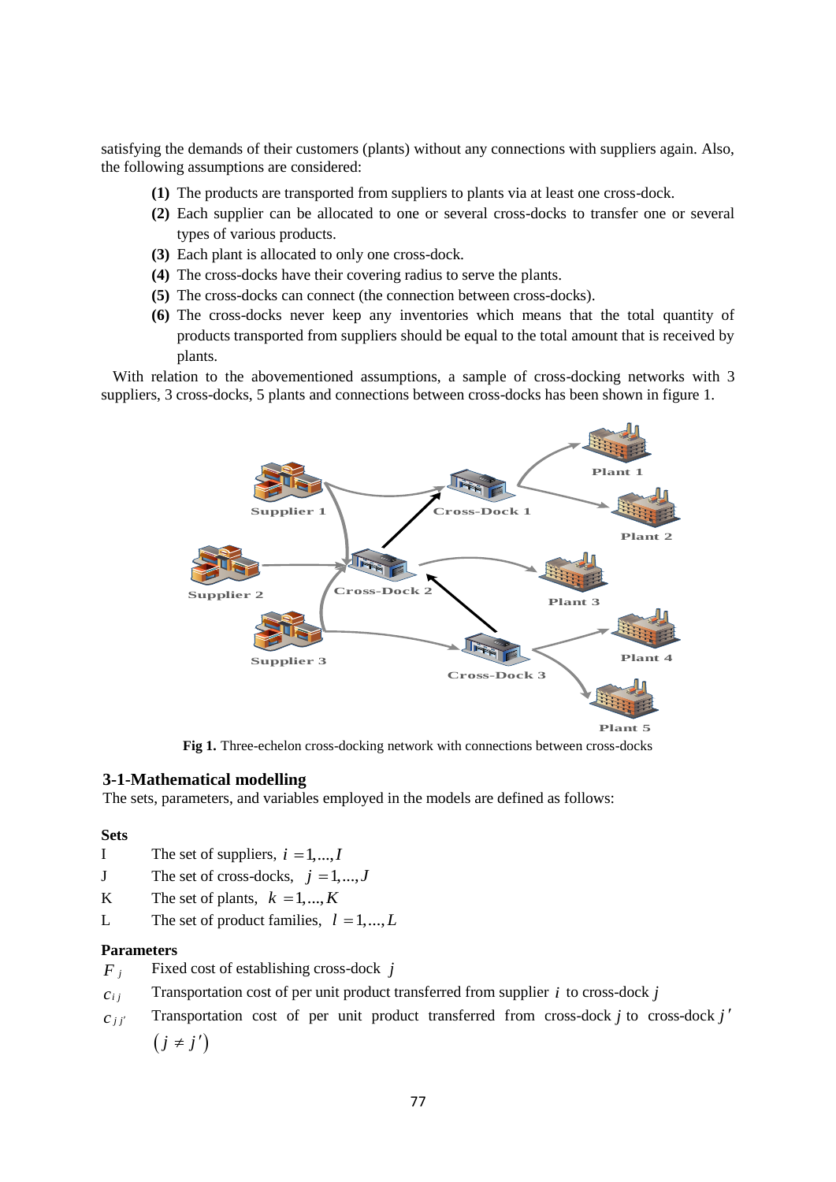satisfying the demands of their customers (plants) without any connections with suppliers again. Also, the following assumptions are considered:

**(1)** The products are transported from suppliers to plants via at least one cross-dock.

**(2)** Each supplier can be allocated to one or several cross-docks to transfer one or several types of various products.

**(3)** Each plant is allocated to only one cross-dock.

**(4)** The cross-docks have their covering radius to serve the plants.

**(5)** The cross-docks can connect (the connection between cross-docks).

**(6)** The cross-docks never keep any inventories which means that the total quantity of products transported from suppliers should be equal to the total amount that is received by plants.

With relation to the abovementioned assumptions, a sample of cross-docking networks with 3 suppliers, 3 cross-docks, 5 plants and connections between cross-docks has been shown in figure 1.

**Fig 1.** Three-echelon cross-docking network with connections between cross-docks

### 3-1-Mathematical modelling

The sets, parameters, and variables employed in the models are defined as follows:

**Sets**

| | |
|---|---|
| I | The set of suppliers, $i = 1, ..., I$ |
| J | The set of cross-docks, $j = 1, ..., J$ |
| K | The set of plants, $k = 1, ..., K$ |
| L | The set of product families, $l = 1, ..., L$ |

**Parameters**

| | |
|---|---|
| $F_j$ | Fixed cost of establishing cross-dock $j$ |
| $c_{ij}$ | Transportation cost of per unit product transferred from supplier $i$ to cross-dock $j$ |
| $c_{jj'}$ | Transportation cost of per unit product transferred from cross-dock $j$ to cross-dock $j'$ $(j \neq j')$ |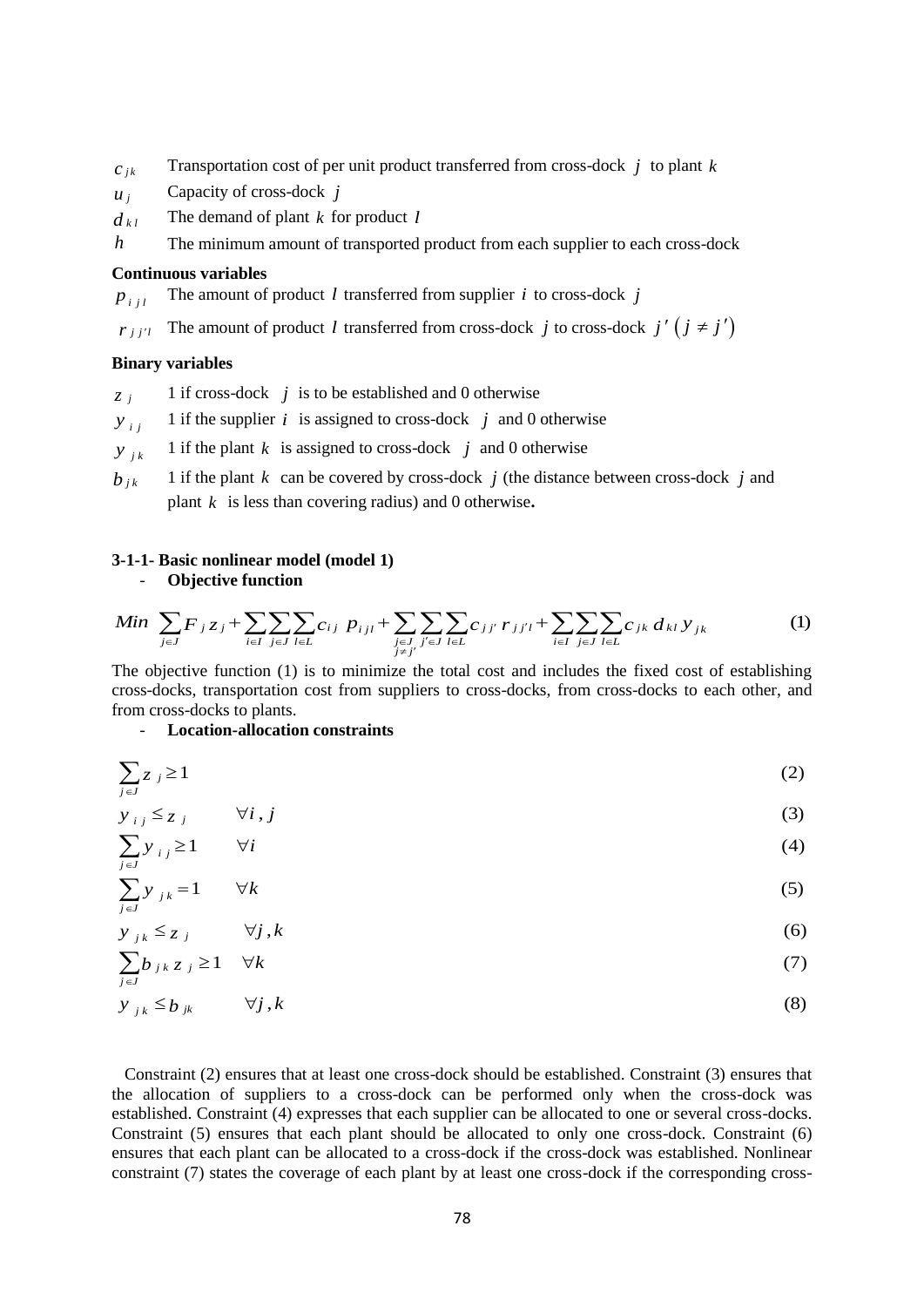$c_{jk}$ Transportation cost of per unit product transferred from cross-dock $j$ to plant $k$

$u_j$ Capacity of cross-dock $j$

$d_{kl}$ The demand of plant $k$ for product $l$

$h$ The minimum amount of transported product from each supplier to each cross-dock

**Continuous variables**

$p_{ijl}$ The amount of product $l$ transferred from supplier $i$ to cross-dock $j$

$r_{jj'l}$ The amount of product $l$ transferred from cross-dock $j$ to cross-dock $j'$ $(j \neq j')$

**Binary variables**

$z_j$ 1 if cross-dock $j$ is to be established and 0 otherwise

$y_{ij}$ 1 if the supplier $i$ is assigned to cross-dock $j$ and 0 otherwise

$y_{jk}$ 1 if the plant $k$ is assigned to cross-dock $j$ and 0 otherwise

$b_{jk}$ 1 if the plant $k$ can be covered by cross-dock $j$ (the distance between cross-dock $j$ and plant $k$ is less than covering radius) and 0 otherwise**.**

### 3-1-1- Basic nonlinear model (model 1)

- **Objective function**

$$Min \sum_{j \in J} F_j z_j + \sum_{i \in I} \sum_{j \in J} \sum_{l \in L} c_{ij} \, p_{ijl} + \sum_{\substack{j \in J \\ j \neq j'}} \sum_{j' \in J} \sum_{l \in L} c_{jj'} \, r_{jj'l} + \sum_{i \in I} \sum_{j \in J} \sum_{l \in L} c_{jk} \, d_{kl} \, y_{jk} \tag{1}$$

The objective function (1) is to minimize the total cost and includes the fixed cost of establishing cross-docks, transportation cost from suppliers to cross-docks, from cross-docks to each other, and from cross-docks to plants.

- **Location-allocation constraints**

$$\sum_{j \in J} z_j \geq 1 \tag{2}$$

$$y_{ij} \leq z_j \qquad \forall i, j \tag{3}$$

$$\sum_{j \in J} y_{ij} \geq 1 \qquad \forall i \tag{4}$$

$$\sum_{j \in J} y_{jk} = 1 \qquad \forall k \tag{5}$$

$$y_{jk} \leq z_j \qquad \forall j, k \tag{6}$$

$$\sum_{j \in J} b_{jk} \, z_j \geq 1 \quad \forall k \tag{7}$$

$$y_{jk} \leq b_{jk} \qquad \forall j, k \tag{8}$$

Constraint (2) ensures that at least one cross-dock should be established. Constraint (3) ensures that the allocation of suppliers to a cross-dock can be performed only when the cross-dock was established. Constraint (4) expresses that each supplier can be allocated to one or several cross-docks. Constraint (5) ensures that each plant should be allocated to only one cross-dock. Constraint (6) ensures that each plant can be allocated to a cross-dock if the cross-dock was established. Nonlinear constraint (7) states the coverage of each plant by at least one cross-dock if the corresponding cross-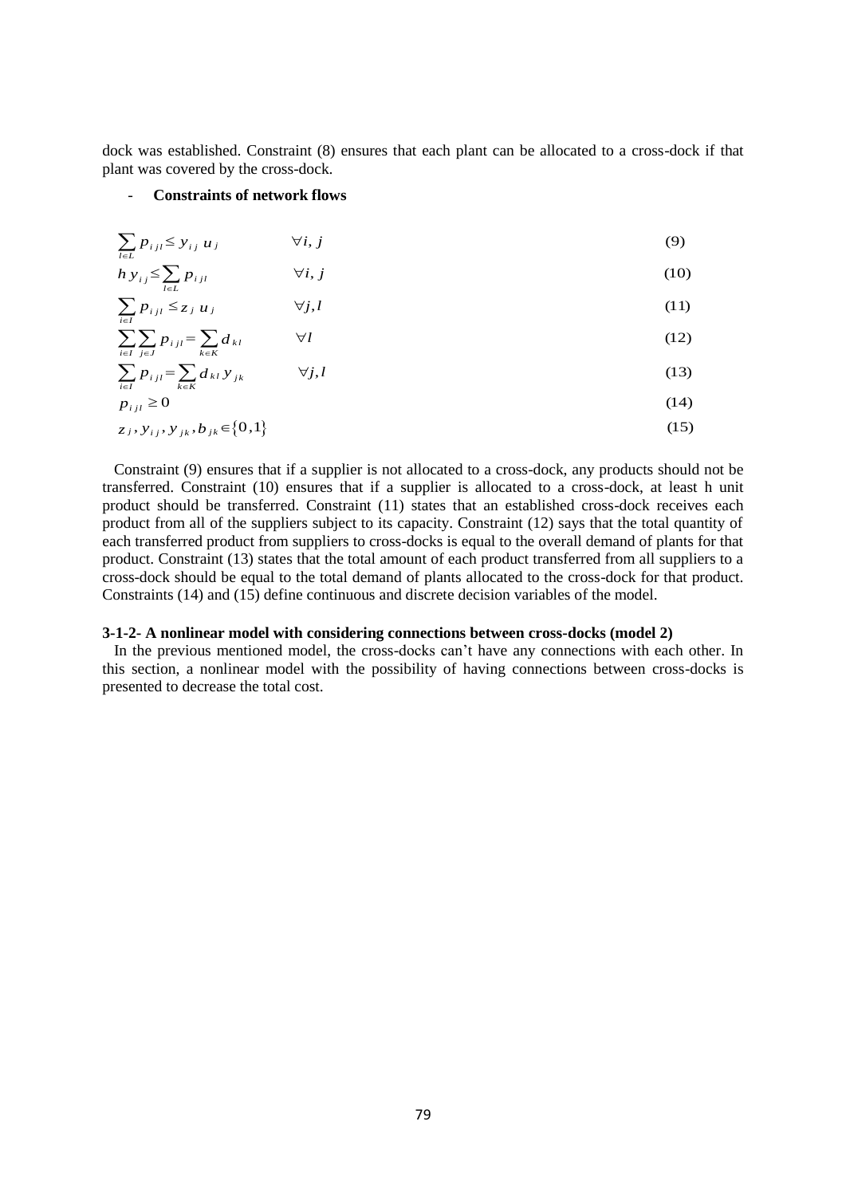dock was established. Constraint (8) ensures that each plant can be allocated to a cross-dock if that plant was covered by the cross-dock.

- **Constraints of network flows**

$$\sum_{l \in L} p_{ijl} \leq y_{ij} \, u_j \qquad \forall i, j \tag{9}$$

$$h \, y_{ij} \leq \sum_{l \in L} p_{ijl} \qquad \forall i, j \tag{10}$$

$$\sum_{i \in I} p_{ijl} \leq z_j \, u_j \qquad \forall j, l \tag{11}$$

$$\sum_{i \in I} \sum_{j \in J} p_{ijl} = \sum_{k \in K} d_{kl} \qquad \forall l \tag{12}$$

$$\sum_{i \in I} p_{ijl} = \sum_{k \in K} d_{kl} \, y_{jk} \qquad \forall j, l \tag{13}$$

$$p_{ijl} \geq 0 \tag{14}$$

$$z_j, y_{ij}, y_{jk}, b_{jk} \in \{0, 1\} \tag{15}$$

Constraint (9) ensures that if a supplier is not allocated to a cross-dock, any products should not be transferred. Constraint (10) ensures that if a supplier is allocated to a cross-dock, at least h unit product should be transferred. Constraint (11) states that an established cross-dock receives each product from all of the suppliers subject to its capacity. Constraint (12) says that the total quantity of each transferred product from suppliers to cross-docks is equal to the overall demand of plants for that product. Constraint (13) states that the total amount of each product transferred from all suppliers to a cross-dock should be equal to the total demand of plants allocated to the cross-dock for that product. Constraints (14) and (15) define continuous and discrete decision variables of the model.

### 3-1-2- A nonlinear model with considering connections between cross-docks (model 2)

In the previous mentioned model, the cross-docks can't have any connections with each other. In this section, a nonlinear model with the possibility of having connections between cross-docks is presented to decrease the total cost.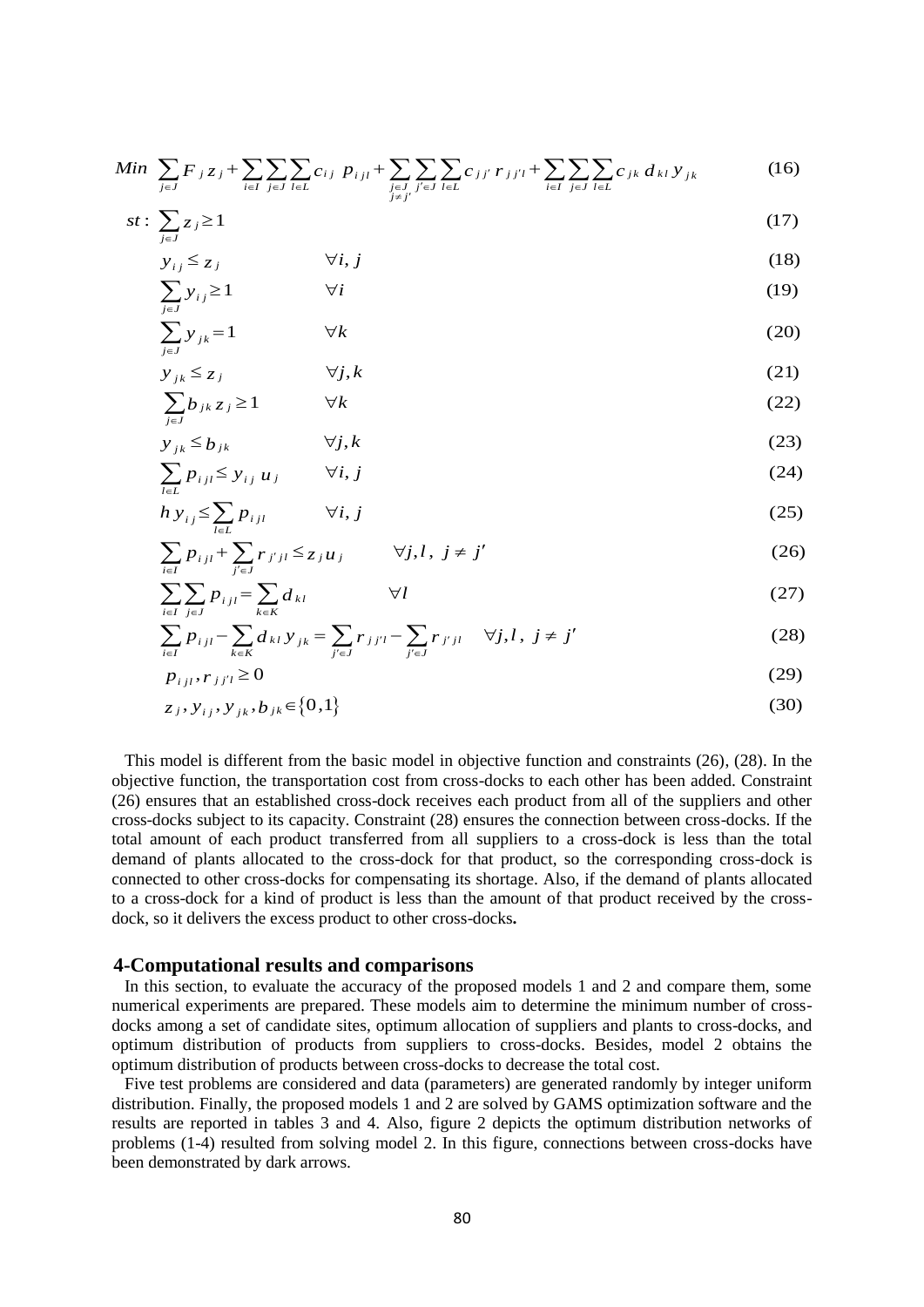$$Min \sum_{j\in J} F_j z_j + \sum_{i\in I}\sum_{j\in J}\sum_{l\in L} c_{ij}\, p_{ijl} + \sum_{\substack{j\in J \\ j\neq j'}}\sum_{j'\in J}\sum_{l\in L} c_{jj'}\, r_{jj'l} + \sum_{i\in I}\sum_{j\in J}\sum_{l\in L} c_{jk}\, d_{kl}\, y_{jk} \tag{16}$$

$$st: \sum_{j\in J} z_j \geq 1 \tag{17}$$

$$y_{ij} \leq z_j \qquad \forall i, j \tag{18}$$

$$\sum_{j\in J} y_{ij} \geq 1 \qquad \forall i \tag{19}$$

$$\sum_{j\in J} y_{jk} = 1 \qquad \forall k \tag{20}$$

$$y_{jk} \leq z_j \qquad \forall j, k \tag{21}$$

$$\sum_{j\in J} b_{jk}\, z_j \geq 1 \qquad \forall k \tag{22}$$

$$y_{jk} \leq b_{jk} \qquad \forall j, k \tag{23}$$

$$\sum_{l\in L} p_{ijl} \leq y_{ij}\, u_j \qquad \forall i, j \tag{24}$$

$$h\, y_{ij} \leq \sum_{l\in L} p_{ijl} \qquad \forall i, j \tag{25}$$

$$\sum_{i\in I} p_{ijl} + \sum_{j'\in J} r_{j'jl} \leq z_j u_j \qquad \forall j, l,\ j \neq j' \tag{26}$$

$$\sum_{i\in I}\sum_{j\in J} p_{ijl} = \sum_{k\in K} d_{kl} \qquad \forall l \tag{27}$$

$$\sum_{i\in I} p_{ijl} - \sum_{k\in K} d_{kl}\, y_{jk} = \sum_{j'\in J} r_{jj'l} - \sum_{j'\in J} r_{j'jl} \qquad \forall j, l,\ j \neq j' \tag{28}$$

$$p_{ijl}, r_{jj'l} \geq 0 \tag{29}$$

$$z_j, y_{ij}, y_{jk}, b_{jk} \in \{0,1\} \tag{30}$$

This model is different from the basic model in objective function and constraints (26), (28). In the objective function, the transportation cost from cross-docks to each other has been added. Constraint (26) ensures that an established cross-dock receives each product from all of the suppliers and other cross-docks subject to its capacity. Constraint (28) ensures the connection between cross-docks. If the total amount of each product transferred from all suppliers to a cross-dock is less than the total demand of plants allocated to the cross-dock for that product, so the corresponding cross-dock is connected to other cross-docks for compensating its shortage. Also, if the demand of plants allocated to a cross-dock for a kind of product is less than the amount of that product received by the cross-dock, so it delivers the excess product to other cross-docks**.**

## 4-Computational results and comparisons

In this section, to evaluate the accuracy of the proposed models 1 and 2 and compare them, some numerical experiments are prepared. These models aim to determine the minimum number of cross-docks among a set of candidate sites, optimum allocation of suppliers and plants to cross-docks, and optimum distribution of products from suppliers to cross-docks. Besides, model 2 obtains the optimum distribution of products between cross-docks to decrease the total cost.

Five test problems are considered and data (parameters) are generated randomly by integer uniform distribution. Finally, the proposed models 1 and 2 are solved by GAMS optimization software and the results are reported in tables 3 and 4. Also, figure 2 depicts the optimum distribution networks of problems (1-4) resulted from solving model 2. In this figure, connections between cross-docks have been demonstrated by dark arrows.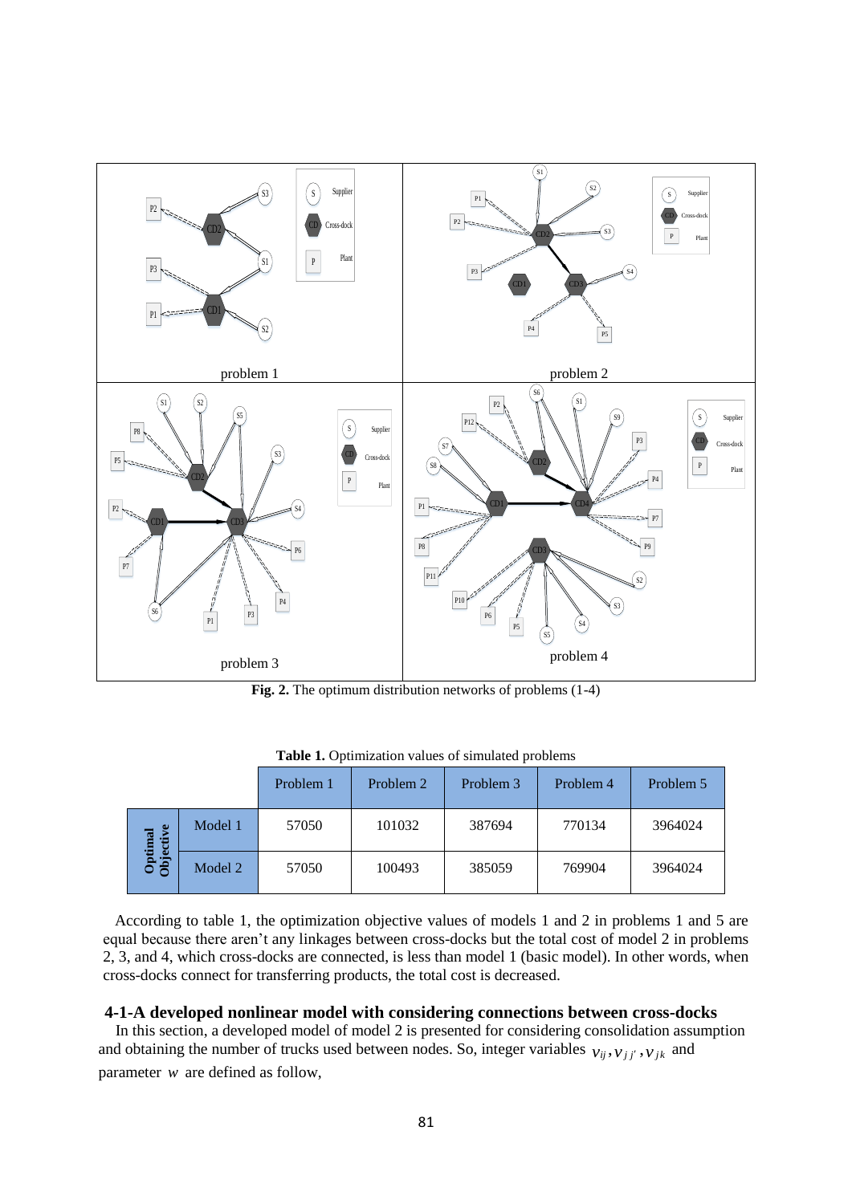**Fig. 2.** The optimum distribution networks of problems (1-4)

**Table 1.** Optimization values of simulated problems

| | | Problem 1 | Problem 2 | Problem 3 | Problem 4 | Problem 5 |
|---|---|---|---|---|---|---|
| **Optimal Objective** | Model 1 | 57050 | 101032 | 387694 | 770134 | 3964024 |
| | Model 2 | 57050 | 100493 | 385059 | 769904 | 3964024 |

According to table 1, the optimization objective values of models 1 and 2 in problems 1 and 5 are equal because there aren't any linkages between cross-docks but the total cost of model 2 in problems 2, 3, and 4, which cross-docks are connected, is less than model 1 (basic model). In other words, when cross-docks connect for transferring products, the total cost is decreased.

### 4-1-A developed nonlinear model with considering connections between cross-docks

In this section, a developed model of model 2 is presented for considering consolidation assumption and obtaining the number of trucks used between nodes. So, integer variables $v_{ij}, v_{jj'}, v_{jk}$ and parameter $w$ are defined as follow,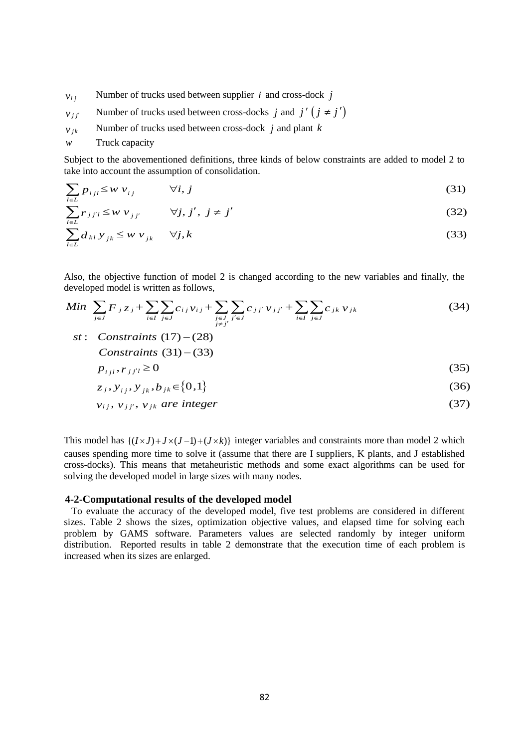$v_{ij}$ Number of trucks used between supplier $i$ and cross-dock $j$

$v_{jj'}$ Number of trucks used between cross-docks $j$ and $j'$ $(j \neq j')$

$v_{jk}$ Number of trucks used between cross-dock $j$ and plant $k$

$w$ Truck capacity

Subject to the abovementioned definitions, three kinds of below constraints are added to model 2 to take into account the assumption of consolidation.

$$\sum_{l \in L} p_{ijl} \leq w\, v_{ij} \qquad \forall i, j \tag{31}$$

$$\sum_{l \in L} r_{jj'l} \leq w\, v_{jj'} \qquad \forall j, j',\ j \neq j' \tag{32}$$

$$\sum_{l \in L} d_{kl}\, y_{jk} \leq w\, v_{jk} \qquad \forall j, k \tag{33}$$

Also, the objective function of model 2 is changed according to the new variables and finally, the developed model is written as follows,

$$Min\ \sum_{j \in J} F_j z_j + \sum_{i \in I} \sum_{j \in J} c_{ij} v_{ij} + \sum_{\substack{j \in J \\ j \neq j'}} \sum_{j' \in J} c_{jj'}\, v_{jj'} + \sum_{i \in I} \sum_{j \in J} c_{jk}\, v_{jk} \tag{34}$$

$st:\ Constraints\ (17)-(28)$

$Constraints\ (31)-(33)$

$$p_{ijl}, r_{jj'l} \geq 0 \tag{35}$$

$$z_j, y_{ij}, y_{jk}, b_{jk} \in \{0,1\} \tag{36}$$

$$v_{ij},\ v_{jj'},\ v_{jk}\ are\ integer \tag{37}$$

This model has $\{(I \times J) + J \times (J-1) + (J \times k)\}$ integer variables and constraints more than model 2 which causes spending more time to solve it (assume that there are I suppliers, K plants, and J established cross-docks). This means that metaheuristic methods and some exact algorithms can be used for solving the developed model in large sizes with many nodes.

## 4-2-Computational results of the developed model

To evaluate the accuracy of the developed model, five test problems are considered in different sizes. Table 2 shows the sizes, optimization objective values, and elapsed time for solving each problem by GAMS software. Parameters values are selected randomly by integer uniform distribution. Reported results in table 2 demonstrate that the execution time of each problem is increased when its sizes are enlarged.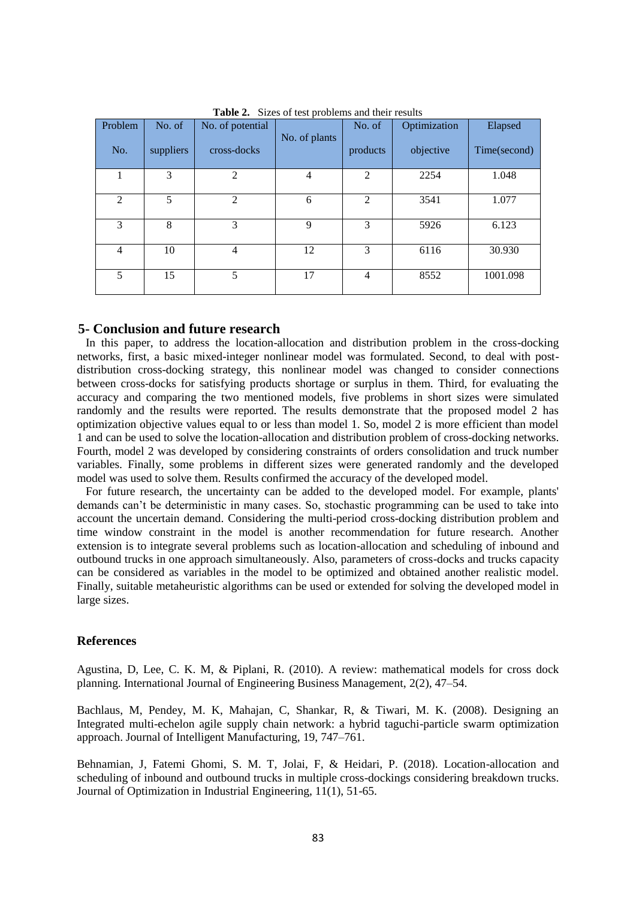**Table 2.** Sizes of test problems and their results

| Problem No. | No. of suppliers | No. of potential cross-docks | No. of plants | No. of products | Optimization objective | Elapsed Time(second) |
|---|---|---|---|---|---|---|
| 1 | 3 | 2 | 4 | 2 | 2254 | 1.048 |
| 2 | 5 | 2 | 6 | 2 | 3541 | 1.077 |
| 3 | 8 | 3 | 9 | 3 | 5926 | 6.123 |
| 4 | 10 | 4 | 12 | 3 | 6116 | 30.930 |
| 5 | 15 | 5 | 17 | 4 | 8552 | 1001.098 |

## 5- Conclusion and future research

In this paper, to address the location-allocation and distribution problem in the cross-docking networks, first, a basic mixed-integer nonlinear model was formulated. Second, to deal with post-distribution cross-docking strategy, this nonlinear model was changed to consider connections between cross-docks for satisfying products shortage or surplus in them. Third, for evaluating the accuracy and comparing the two mentioned models, five problems in short sizes were simulated randomly and the results were reported. The results demonstrate that the proposed model 2 has optimization objective values equal to or less than model 1. So, model 2 is more efficient than model 1 and can be used to solve the location-allocation and distribution problem of cross-docking networks. Fourth, model 2 was developed by considering constraints of orders consolidation and truck number variables. Finally, some problems in different sizes were generated randomly and the developed model was used to solve them. Results confirmed the accuracy of the developed model.

For future research, the uncertainty can be added to the developed model. For example, plants' demands can't be deterministic in many cases. So, stochastic programming can be used to take into account the uncertain demand. Considering the multi-period cross-docking distribution problem and time window constraint in the model is another recommendation for future research. Another extension is to integrate several problems such as location-allocation and scheduling of inbound and outbound trucks in one approach simultaneously. Also, parameters of cross-docks and trucks capacity can be considered as variables in the model to be optimized and obtained another realistic model. Finally, suitable metaheuristic algorithms can be used or extended for solving the developed model in large sizes.

## References

Agustina, D, Lee, C. K. M, & Piplani, R. (2010). A review: mathematical models for cross dock planning. International Journal of Engineering Business Management, 2(2), 47–54.

Bachlaus, M, Pendey, M. K, Mahajan, C, Shankar, R, & Tiwari, M. K. (2008). Designing an Integrated multi-echelon agile supply chain network: a hybrid taguchi-particle swarm optimization approach. Journal of Intelligent Manufacturing, 19, 747–761.

Behnamian, J, Fatemi Ghomi, S. M. T, Jolai, F, & Heidari, P. (2018). Location-allocation and scheduling of inbound and outbound trucks in multiple cross-dockings considering breakdown trucks. Journal of Optimization in Industrial Engineering, 11(1), 51-65.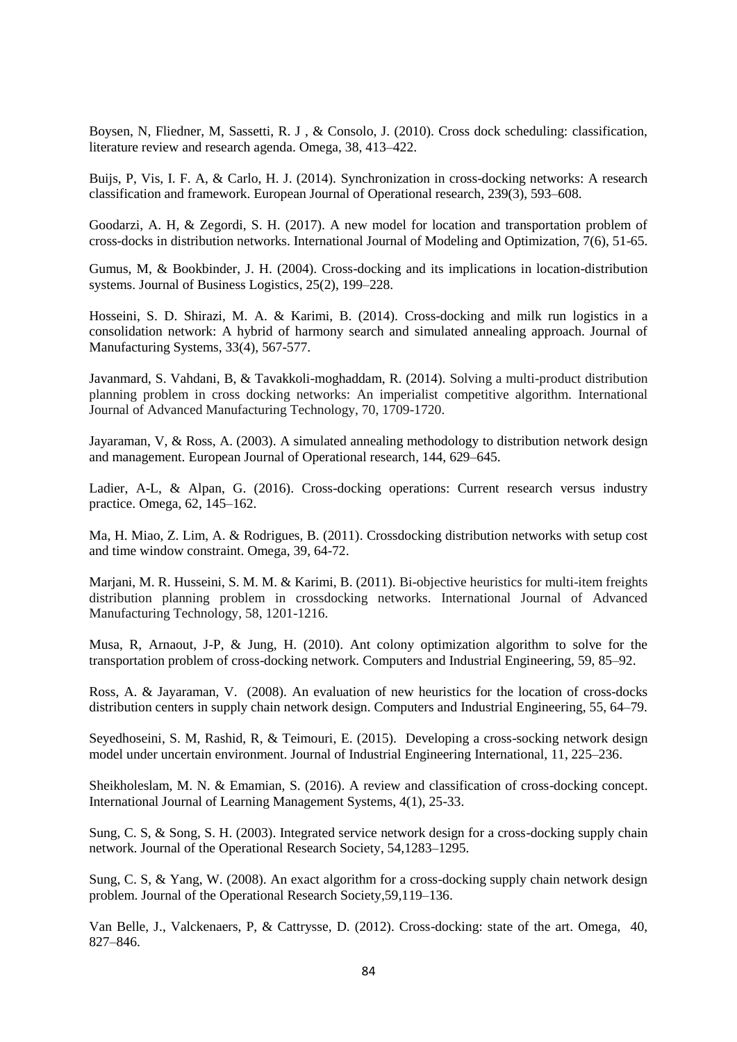Boysen, N, Fliedner, M, Sassetti, R. J , & Consolo, J. (2010). Cross dock scheduling: classification, literature review and research agenda. Omega, 38, 413–422.

Buijs, P, Vis, I. F. A, & Carlo, H. J. (2014). Synchronization in cross-docking networks: A research classification and framework. European Journal of Operational research, 239(3), 593–608.

Goodarzi, A. H, & Zegordi, S. H. (2017). A new model for location and transportation problem of cross-docks in distribution networks. International Journal of Modeling and Optimization, 7(6), 51-65.

Gumus, M, & Bookbinder, J. H. (2004). Cross-docking and its implications in location-distribution systems. Journal of Business Logistics, 25(2), 199–228.

Hosseini, S. D. Shirazi, M. A. & Karimi, B. (2014). Cross-docking and milk run logistics in a consolidation network: A hybrid of harmony search and simulated annealing approach. Journal of Manufacturing Systems, 33(4), 567-577.

Javanmard, S. Vahdani, B, & Tavakkoli-moghaddam, R. (2014). Solving a multi-product distribution planning problem in cross docking networks: An imperialist competitive algorithm. International Journal of Advanced Manufacturing Technology, 70, 1709-1720.

Jayaraman, V, & Ross, A. (2003). A simulated annealing methodology to distribution network design and management. European Journal of Operational research, 144, 629–645.

Ladier, A-L, & Alpan, G. (2016). Cross-docking operations: Current research versus industry practice. Omega, 62, 145–162.

Ma, H. Miao, Z. Lim, A. & Rodrigues, B. (2011). Crossdocking distribution networks with setup cost and time window constraint. Omega, 39, 64-72.

Marjani, M. R. Husseini, S. M. M. & Karimi, B. (2011). Bi-objective heuristics for multi-item freights distribution planning problem in crossdocking networks. International Journal of Advanced Manufacturing Technology, 58, 1201-1216.

Musa, R, Arnaout, J-P, & Jung, H. (2010). Ant colony optimization algorithm to solve for the transportation problem of cross-docking network. Computers and Industrial Engineering, 59, 85–92.

Ross, A. & Jayaraman, V. (2008). An evaluation of new heuristics for the location of cross-docks distribution centers in supply chain network design. Computers and Industrial Engineering, 55, 64–79.

Seyedhoseini, S. M, Rashid, R, & Teimouri, E. (2015). Developing a cross-socking network design model under uncertain environment. Journal of Industrial Engineering International, 11, 225–236.

Sheikholeslam, M. N. & Emamian, S. (2016). A review and classification of cross-docking concept. International Journal of Learning Management Systems, 4(1), 25-33.

Sung, C. S, & Song, S. H. (2003). Integrated service network design for a cross-docking supply chain network. Journal of the Operational Research Society, 54,1283–1295.

Sung, C. S, & Yang, W. (2008). An exact algorithm for a cross-docking supply chain network design problem. Journal of the Operational Research Society,59,119–136.

Van Belle, J., Valckenaers, P, & Cattrysse, D. (2012). Cross-docking: state of the art. Omega, 40, 827–846.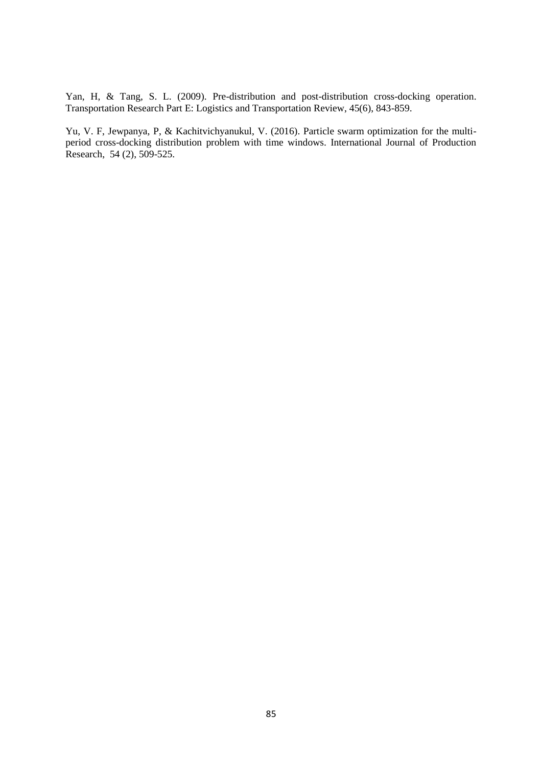Yan, H, & Tang, S. L. (2009). Pre-distribution and post-distribution cross-docking operation. Transportation Research Part E: Logistics and Transportation Review, 45(6), 843-859.

Yu, V. F, Jewpanya, P, & Kachitvichyanukul, V. (2016). Particle swarm optimization for the multi-period cross-docking distribution problem with time windows. International Journal of Production Research, 54 (2), 509-525.